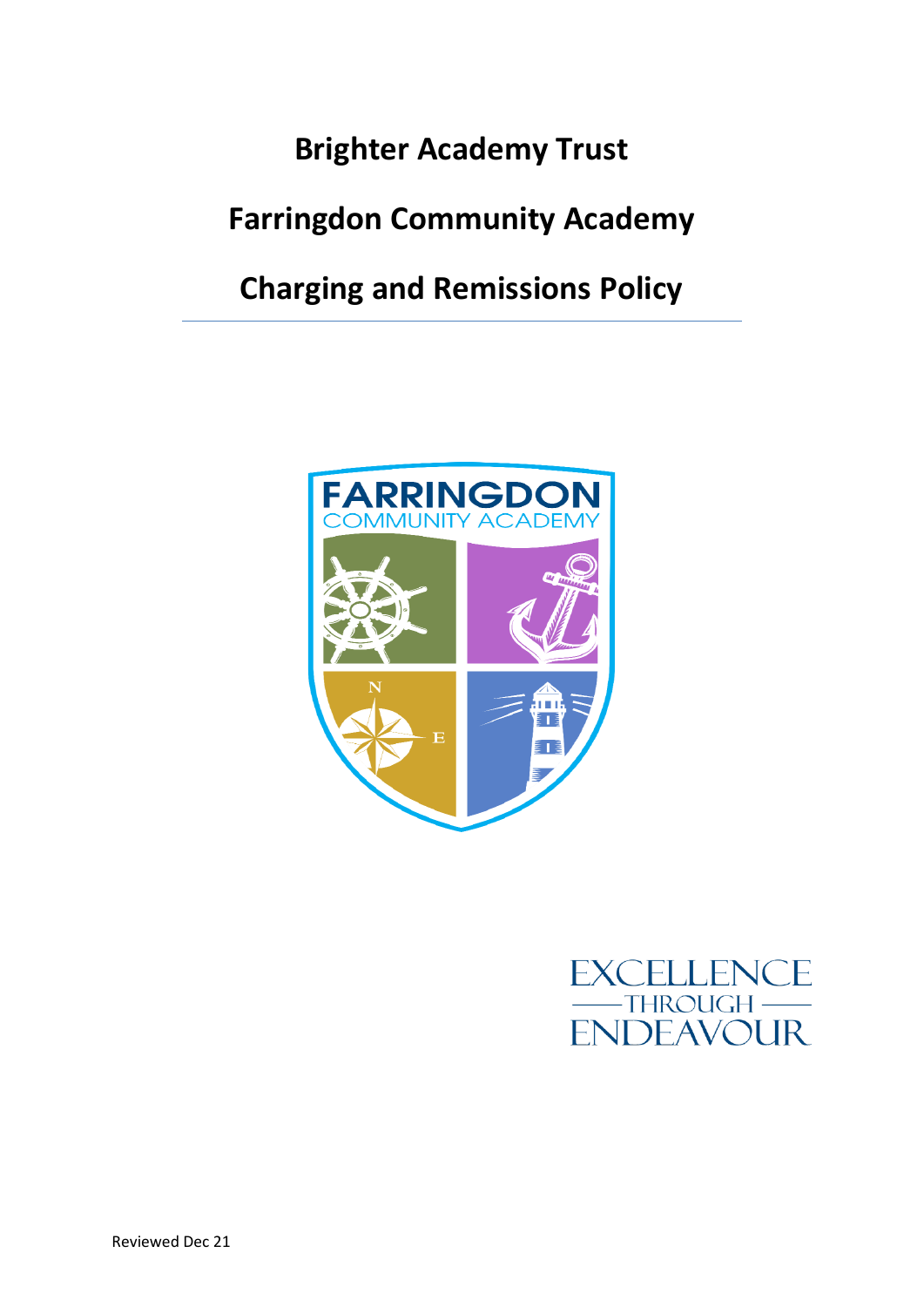# Brighter Academy Trust

# Farringdon Community Academy

# Charging and Remissions Policy

FARRINGDON
COMMUNITY ACADEMY

EXCELLENCE
THROUGH
ENDEAVOUR

Reviewed Dec 21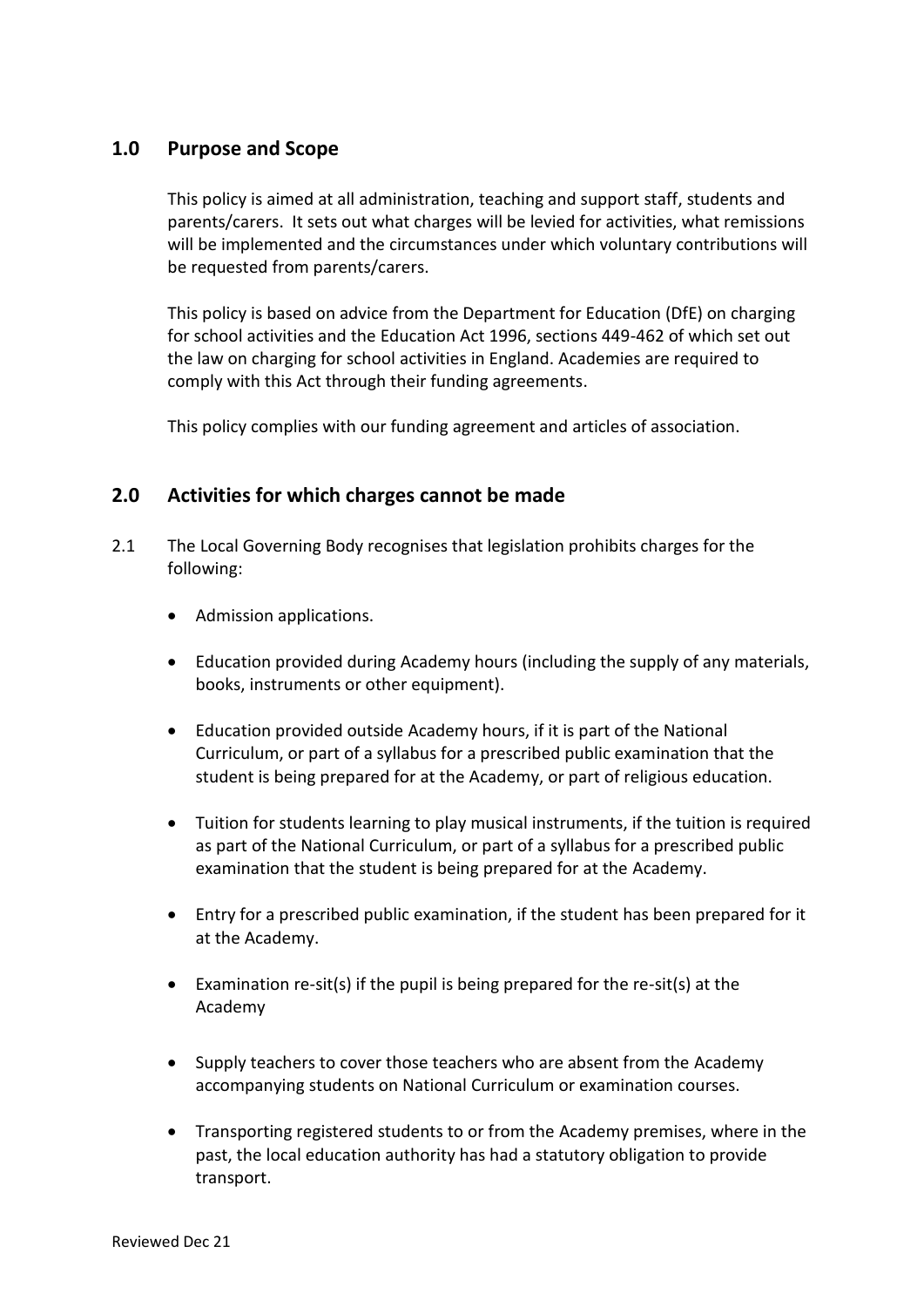## 1.0 Purpose and Scope

This policy is aimed at all administration, teaching and support staff, students and parents/carers. It sets out what charges will be levied for activities, what remissions will be implemented and the circumstances under which voluntary contributions will be requested from parents/carers.

This policy is based on advice from the Department for Education (DfE) on charging for school activities and the Education Act 1996, sections 449-462 of which set out the law on charging for school activities in England. Academies are required to comply with this Act through their funding agreements.

This policy complies with our funding agreement and articles of association.

## 2.0 Activities for which charges cannot be made

2.1 The Local Governing Body recognises that legislation prohibits charges for the following:

- Admission applications.
- Education provided during Academy hours (including the supply of any materials, books, instruments or other equipment).
- Education provided outside Academy hours, if it is part of the National Curriculum, or part of a syllabus for a prescribed public examination that the student is being prepared for at the Academy, or part of religious education.
- Tuition for students learning to play musical instruments, if the tuition is required as part of the National Curriculum, or part of a syllabus for a prescribed public examination that the student is being prepared for at the Academy.
- Entry for a prescribed public examination, if the student has been prepared for it at the Academy.
- Examination re-sit(s) if the pupil is being prepared for the re-sit(s) at the Academy
- Supply teachers to cover those teachers who are absent from the Academy accompanying students on National Curriculum or examination courses.
- Transporting registered students to or from the Academy premises, where in the past, the local education authority has had a statutory obligation to provide transport.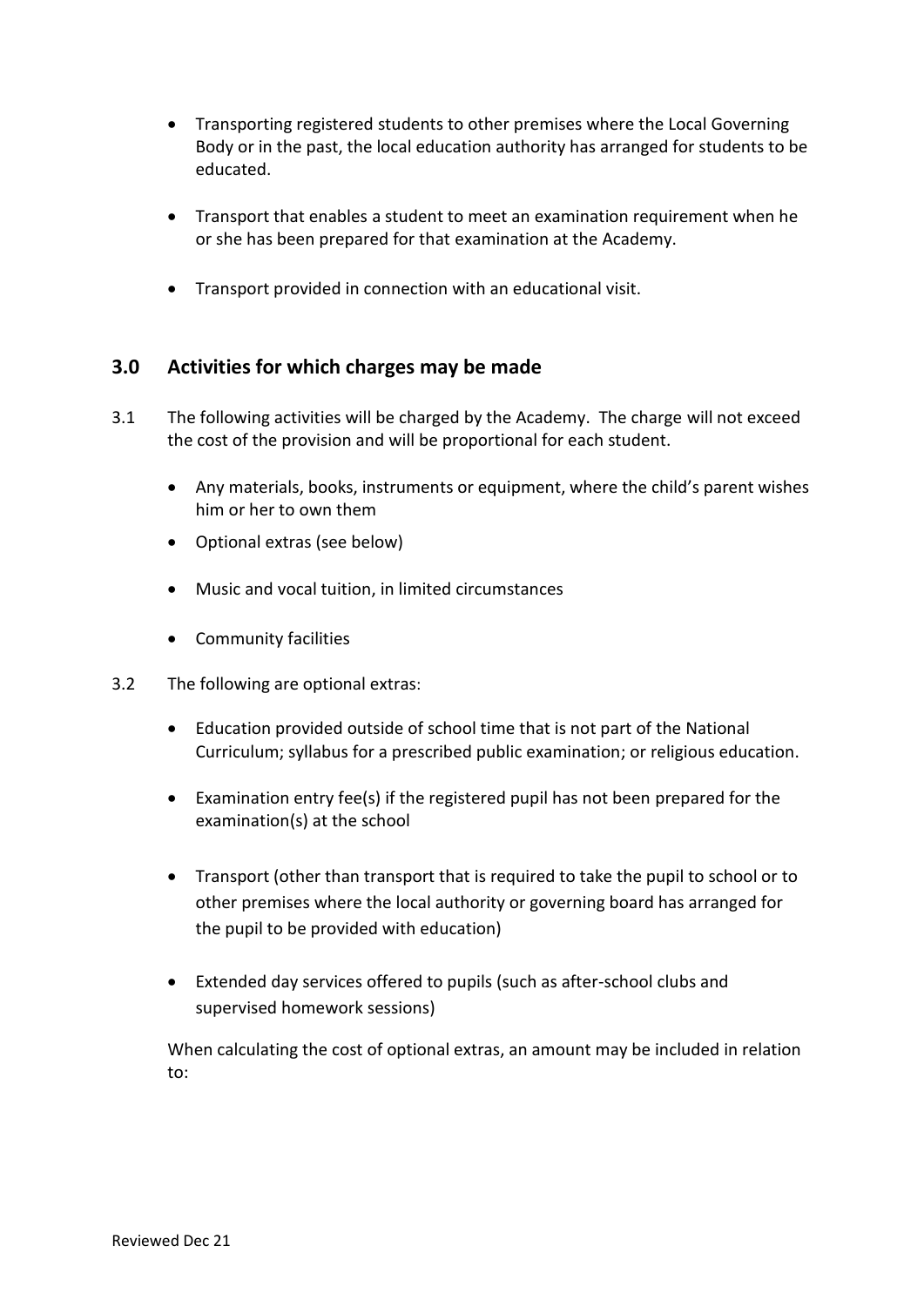- Transporting registered students to other premises where the Local Governing Body or in the past, the local education authority has arranged for students to be educated.

- Transport that enables a student to meet an examination requirement when he or she has been prepared for that examination at the Academy.

- Transport provided in connection with an educational visit.

## 3.0 Activities for which charges may be made

3.1 The following activities will be charged by the Academy. The charge will not exceed the cost of the provision and will be proportional for each student.

- Any materials, books, instruments or equipment, where the child's parent wishes him or her to own them
- Optional extras (see below)
- Music and vocal tuition, in limited circumstances
- Community facilities

3.2 The following are optional extras:

- Education provided outside of school time that is not part of the National Curriculum; syllabus for a prescribed public examination; or religious education.

- Examination entry fee(s) if the registered pupil has not been prepared for the examination(s) at the school

- Transport (other than transport that is required to take the pupil to school or to other premises where the local authority or governing board has arranged for the pupil to be provided with education)

- Extended day services offered to pupils (such as after-school clubs and supervised homework sessions)

When calculating the cost of optional extras, an amount may be included in relation to: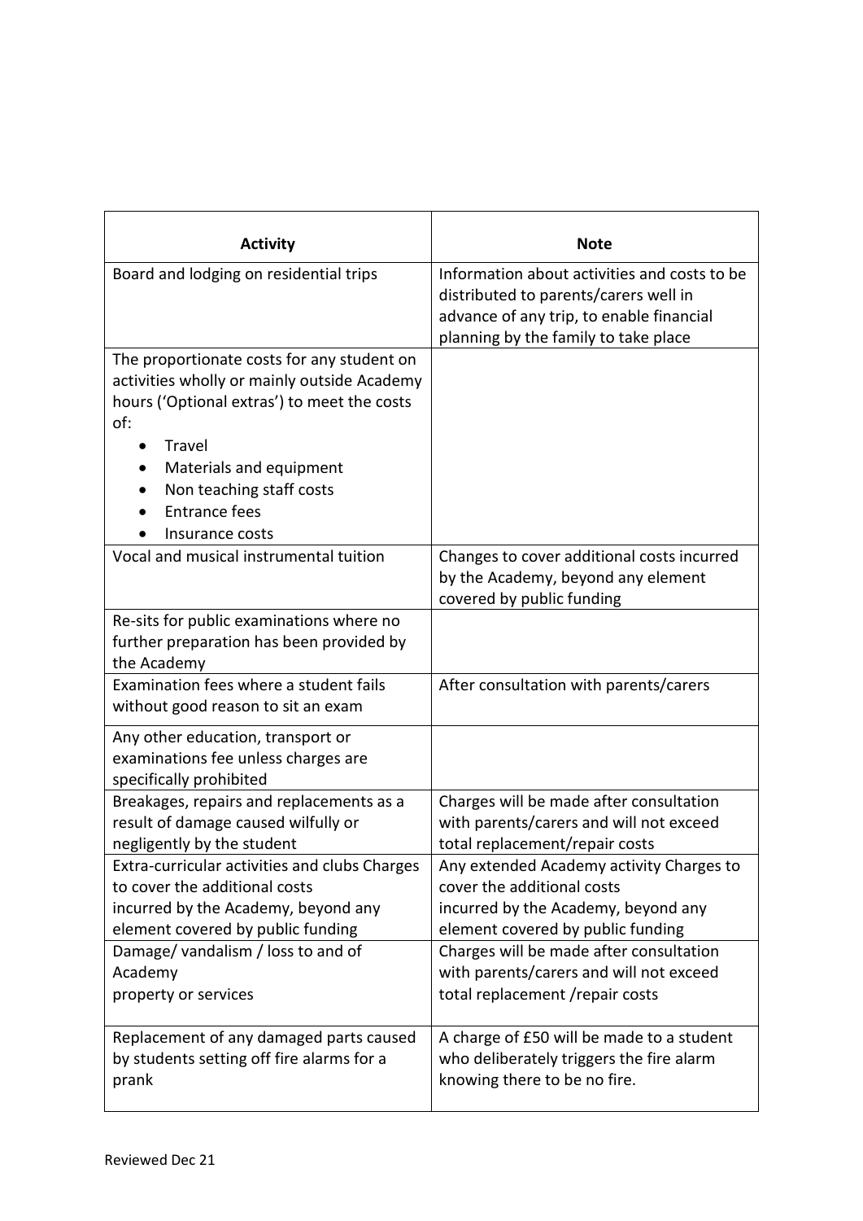| Activity | Note |
| --- | --- |
| Board and lodging on residential trips | Information about activities and costs to be distributed to parents/carers well in advance of any trip, to enable financial planning by the family to take place |
| The proportionate costs for any student on activities wholly or mainly outside Academy hours ('Optional extras') to meet the costs of: <br>• Travel <br>• Materials and equipment <br>• Non teaching staff costs <br>• Entrance fees <br>• Insurance costs | |
| Vocal and musical instrumental tuition | Changes to cover additional costs incurred by the Academy, beyond any element covered by public funding |
| Re-sits for public examinations where no further preparation has been provided by the Academy | |
| Examination fees where a student fails without good reason to sit an exam | After consultation with parents/carers |
| Any other education, transport or examinations fee unless charges are specifically prohibited | |
| Breakages, repairs and replacements as a result of damage caused wilfully or negligently by the student | Charges will be made after consultation with parents/carers and will not exceed total replacement/repair costs |
| Extra-curricular activities and clubs Charges to cover the additional costs incurred by the Academy, beyond any element covered by public funding | Any extended Academy activity Charges to cover the additional costs incurred by the Academy, beyond any element covered by public funding |
| Damage/ vandalism / loss to and of Academy property or services | Charges will be made after consultation with parents/carers and will not exceed total replacement /repair costs |
| Replacement of any damaged parts caused by students setting off fire alarms for a prank | A charge of £50 will be made to a student who deliberately triggers the fire alarm knowing there to be no fire. |

Reviewed Dec 21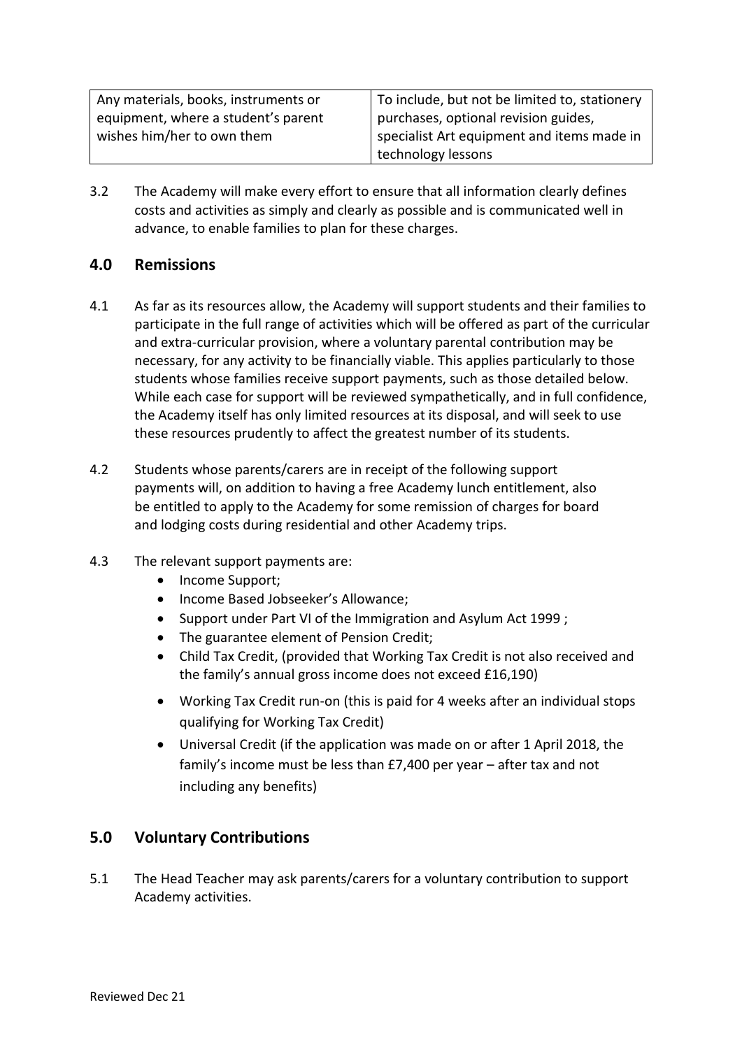| Any materials, books, instruments or equipment, where a student's parent wishes him/her to own them | To include, but not be limited to, stationery purchases, optional revision guides, specialist Art equipment and items made in technology lessons |
|---|---|

3.2 The Academy will make every effort to ensure that all information clearly defines costs and activities as simply and clearly as possible and is communicated well in advance, to enable families to plan for these charges.

## 4.0 Remissions

4.1 As far as its resources allow, the Academy will support students and their families to participate in the full range of activities which will be offered as part of the curricular and extra-curricular provision, where a voluntary parental contribution may be necessary, for any activity to be financially viable. This applies particularly to those students whose families receive support payments, such as those detailed below. While each case for support will be reviewed sympathetically, and in full confidence, the Academy itself has only limited resources at its disposal, and will seek to use these resources prudently to affect the greatest number of its students.

4.2 Students whose parents/carers are in receipt of the following support payments will, on addition to having a free Academy lunch entitlement, also be entitled to apply to the Academy for some remission of charges for board and lodging costs during residential and other Academy trips.

4.3 The relevant support payments are:

- Income Support;
- Income Based Jobseeker's Allowance;
- Support under Part VI of the Immigration and Asylum Act 1999 ;
- The guarantee element of Pension Credit;
- Child Tax Credit, (provided that Working Tax Credit is not also received and the family's annual gross income does not exceed £16,190)
- Working Tax Credit run-on (this is paid for 4 weeks after an individual stops qualifying for Working Tax Credit)
- Universal Credit (if the application was made on or after 1 April 2018, the family's income must be less than £7,400 per year – after tax and not including any benefits)

## 5.0 Voluntary Contributions

5.1 The Head Teacher may ask parents/carers for a voluntary contribution to support Academy activities.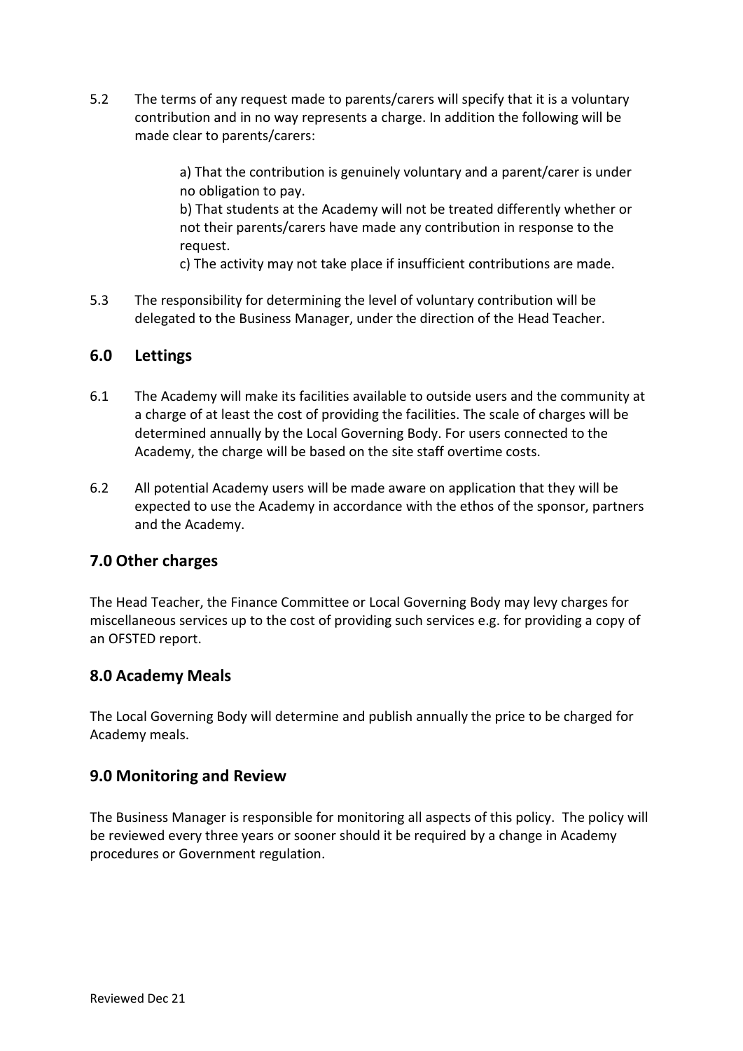5.2 The terms of any request made to parents/carers will specify that it is a voluntary contribution and in no way represents a charge. In addition the following will be made clear to parents/carers:

a) That the contribution is genuinely voluntary and a parent/carer is under no obligation to pay.
b) That students at the Academy will not be treated differently whether or not their parents/carers have made any contribution in response to the request.
c) The activity may not take place if insufficient contributions are made.

5.3 The responsibility for determining the level of voluntary contribution will be delegated to the Business Manager, under the direction of the Head Teacher.

## 6.0 Lettings

6.1 The Academy will make its facilities available to outside users and the community at a charge of at least the cost of providing the facilities. The scale of charges will be determined annually by the Local Governing Body. For users connected to the Academy, the charge will be based on the site staff overtime costs.

6.2 All potential Academy users will be made aware on application that they will be expected to use the Academy in accordance with the ethos of the sponsor, partners and the Academy.

## 7.0 Other charges

The Head Teacher, the Finance Committee or Local Governing Body may levy charges for miscellaneous services up to the cost of providing such services e.g. for providing a copy of an OFSTED report.

## 8.0 Academy Meals

The Local Governing Body will determine and publish annually the price to be charged for Academy meals.

## 9.0 Monitoring and Review

The Business Manager is responsible for monitoring all aspects of this policy. The policy will be reviewed every three years or sooner should it be required by a change in Academy procedures or Government regulation.

Reviewed Dec 21